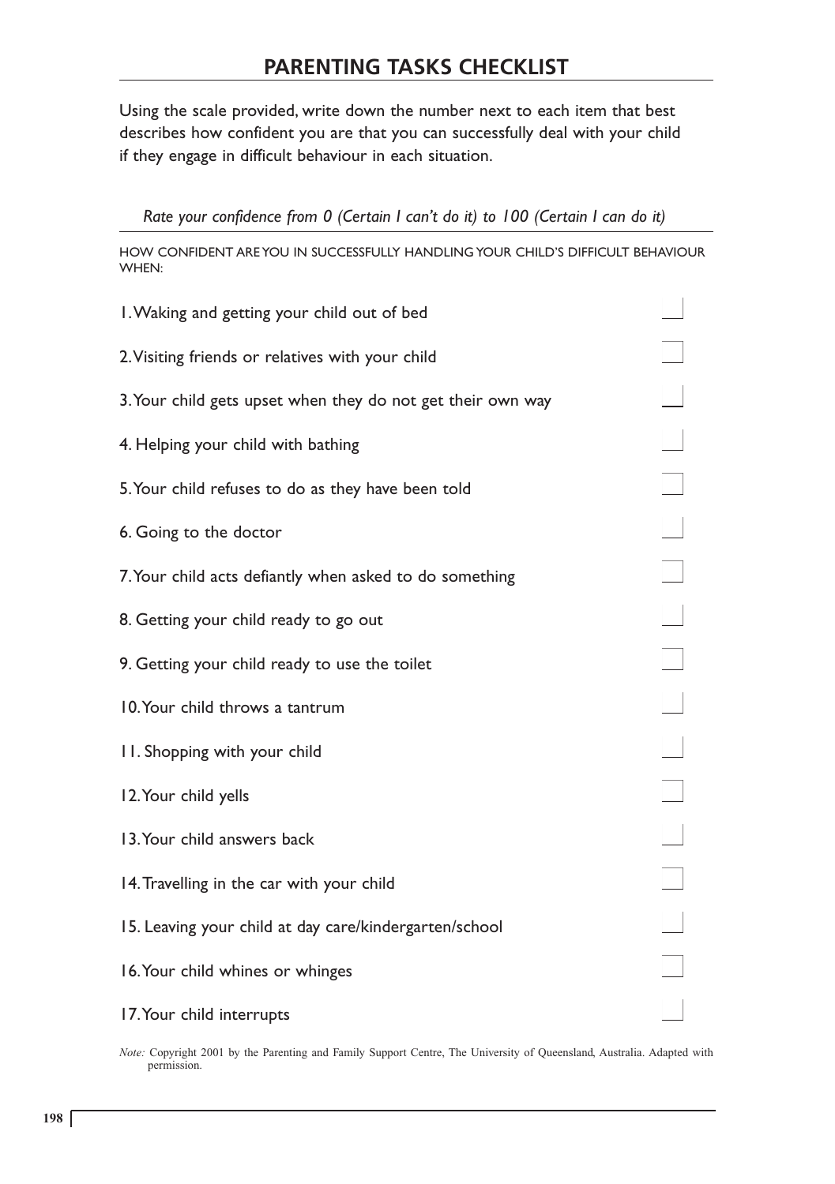# PARENTING TASKS CHECKLIST

Using the scale provided, write down the number next to each item that best describes how confident you are that you can successfully deal with your child if they engage in difficult behaviour in each situation.

*Rate your confidence from 0 (Certain I can't do it) to 100 (Certain I can do it)*

HOW CONFIDENT ARE YOU IN SUCCESSFULLY HANDLING YOUR CHILD'S DIFFICULT BEHAVIOUR WHEN:

1. Waking and getting your child out of bed ____
2. Visiting friends or relatives with your child ____
3. Your child gets upset when they do not get their own way ____
4. Helping your child with bathing ____
5. Your child refuses to do as they have been told ____
6. Going to the doctor ____
7. Your child acts defiantly when asked to do something ____
8. Getting your child ready to go out ____
9. Getting your child ready to use the toilet ____
10. Your child throws a tantrum ____
11. Shopping with your child ____
12. Your child yells ____
13. Your child answers back ____
14. Travelling in the car with your child ____
15. Leaving your child at day care/kindergarten/school ____
16. Your child whines or whinges ____
17. Your child interrupts ____

*Note:* Copyright 2001 by the Parenting and Family Support Centre, The University of Queensland, Australia. Adapted with permission.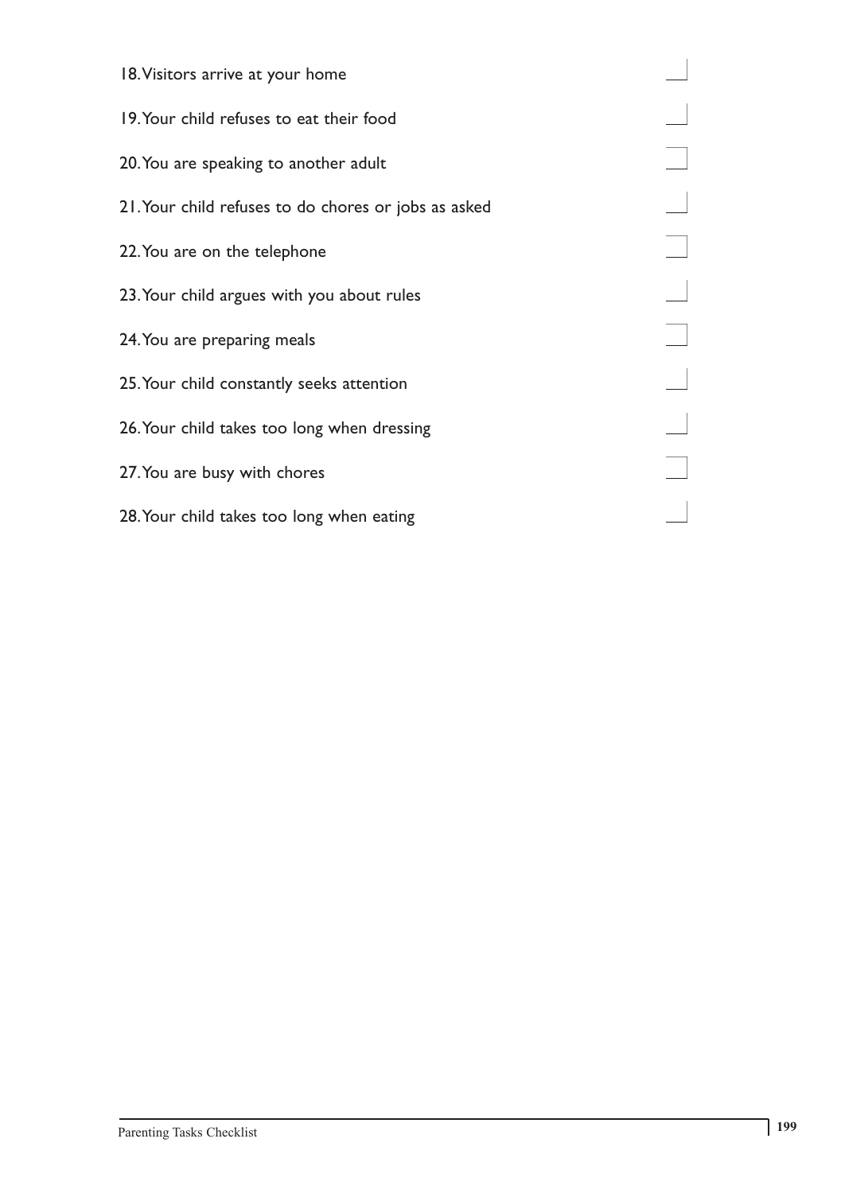18. Visitors arrive at your home

19. Your child refuses to eat their food

20. You are speaking to another adult

21. Your child refuses to do chores or jobs as asked

22. You are on the telephone

23. Your child argues with you about rules

24. You are preparing meals

25. Your child constantly seeks attention

26. Your child takes too long when dressing

27. You are busy with chores

28. Your child takes too long when eating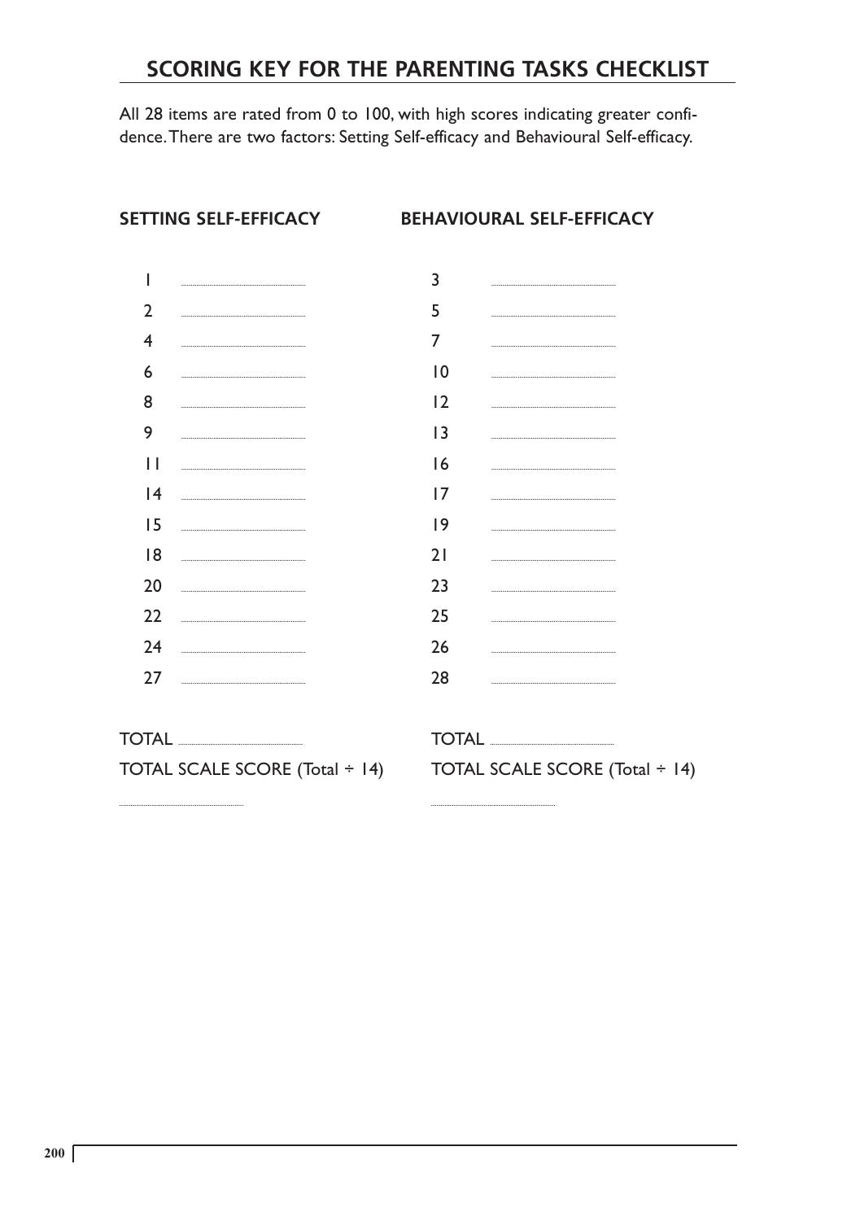## SCORING KEY FOR THE PARENTING TASKS CHECKLIST

All 28 items are rated from 0 to 100, with high scores indicating greater confidence. There are two factors: Setting Self-efficacy and Behavioural Self-efficacy.

| SETTING SELF-EFFICACY | | BEHAVIOURAL SELF-EFFICACY | |
|---|---|---|---|
| 1 | ............ | 3 | ............ |
| 2 | ............ | 5 | ............ |
| 4 | ............ | 7 | ............ |
| 6 | ............ | 10 | ............ |
| 8 | ............ | 12 | ............ |
| 9 | ............ | 13 | ............ |
| 11 | ............ | 16 | ............ |
| 14 | ............ | 17 | ............ |
| 15 | ............ | 19 | ............ |
| 18 | ............ | 21 | ............ |
| 20 | ............ | 23 | ............ |
| 22 | ............ | 25 | ............ |
| 24 | ............ | 26 | ............ |
| 27 | ............ | 28 | ............ |

TOTAL ............

TOTAL SCALE SCORE (Total ÷ 14) ............

TOTAL ............

TOTAL SCALE SCORE (Total ÷ 14) ............